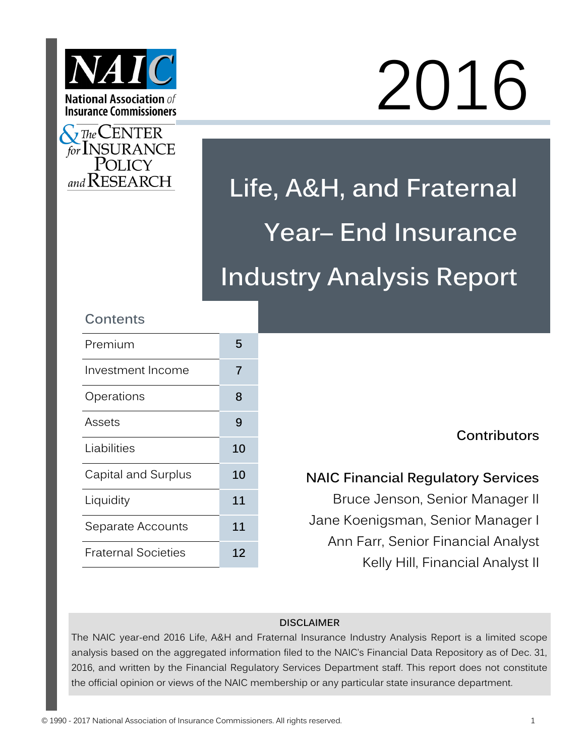NAIC

National Association *of* Insurance Commissioners

& The Center for Insurance Policy and Research

# 2016

# Life, A&H, and Fraternal Year– End Insurance Industry Analysis Report

## Contents

| | |
|---|---|
| Premium | 5 |
| Investment Income | 7 |
| Operations | 8 |
| Assets | 9 |
| Liabilities | 10 |
| Capital and Surplus | 10 |
| Liquidity | 11 |
| Separate Accounts | 11 |
| Fraternal Societies | 12 |

## Contributors

**NAIC Financial Regulatory Services**

Bruce Jenson, Senior Manager II

Jane Koenigsman, Senior Manager I

Ann Farr, Senior Financial Analyst

Kelly Hill, Financial Analyst II

**DISCLAIMER**

The NAIC year-end 2016 Life, A&H and Fraternal Insurance Industry Analysis Report is a limited scope analysis based on the aggregated information filed to the NAIC's Financial Data Repository as of Dec. 31, 2016, and written by the Financial Regulatory Services Department staff. This report does not constitute the official opinion or views of the NAIC membership or any particular state insurance department.

© 1990 - 2017 National Association of Insurance Commissioners. All rights reserved.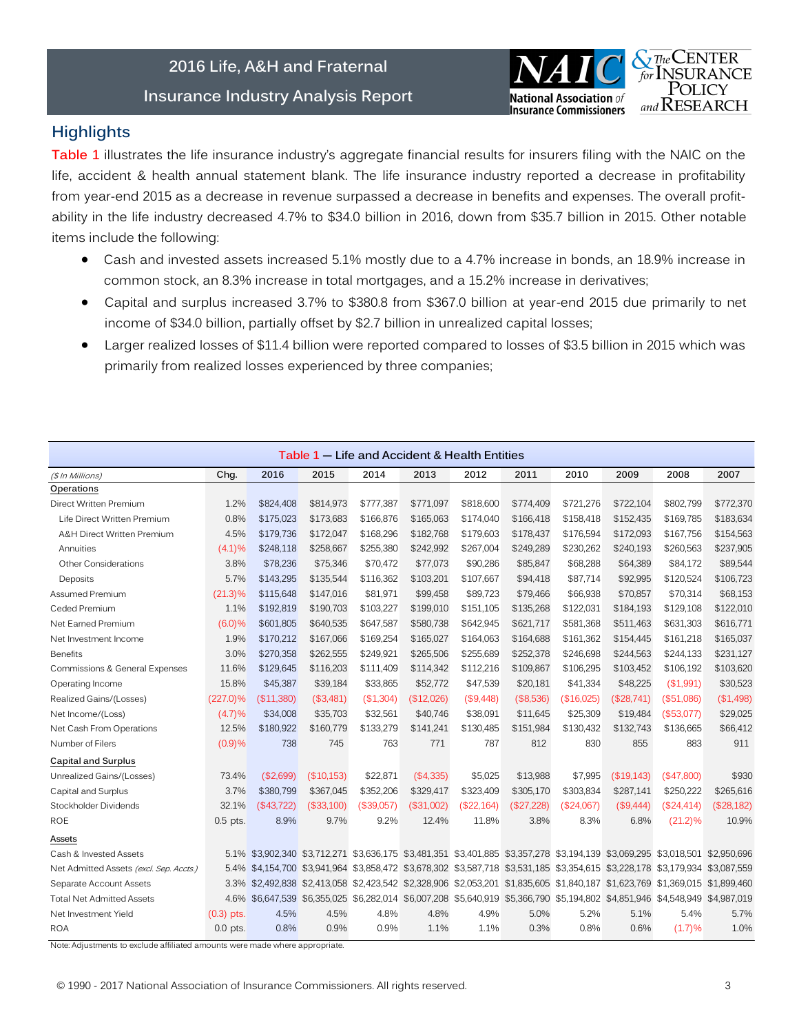## Highlights

**Table 1** illustrates the life insurance industry's aggregate financial results for insurers filing with the NAIC on the life, accident & health annual statement blank. The life insurance industry reported a decrease in profitability from year-end 2015 as a decrease in revenue surpassed a decrease in benefits and expenses. The overall profitability in the life industry decreased 4.7% to $34.0 billion in 2016, down from $35.7 billion in 2015. Other notable items include the following:

- Cash and invested assets increased 5.1% mostly due to a 4.7% increase in bonds, an 18.9% increase in common stock, an 8.3% increase in total mortgages, and a 15.2% increase in derivatives;
- Capital and surplus increased 3.7% to $380.8 from $367.0 billion at year-end 2015 due primarily to net income of $34.0 billion, partially offset by $2.7 billion in unrealized capital losses;
- Larger realized losses of $11.4 billion were reported compared to losses of $3.5 billion in 2015 which was primarily from realized losses experienced by three companies;

**Table 1 — Life and Accident & Health Entities**

| *($ In Millions)* | Chg. | 2016 | 2015 | 2014 | 2013 | 2012 | 2011 | 2010 | 2009 | 2008 | 2007 |
|---|---|---|---|---|---|---|---|---|---|---|---|
| **Operations** | | | | | | | | | | | |
| Direct Written Premium | 1.2% | $824,408 | $814,973 | $777,387 | $771,097 | $818,600 | $774,409 | $721,276 | $722,104 | $802,799 | $772,370 |
| Life Direct Written Premium | 0.8% | $175,023 | $173,683 | $166,876 | $165,063 | $174,040 | $166,418 | $158,418 | $152,435 | $169,785 | $183,634 |
| A&H Direct Written Premium | 4.5% | $179,736 | $172,047 | $168,296 | $182,768 | $179,603 | $178,437 | $176,594 | $172,093 | $167,756 | $154,563 |
| Annuities | (4.1)% | $248,118 | $258,667 | $255,380 | $242,992 | $267,004 | $249,289 | $230,262 | $240,193 | $260,563 | $237,905 |
| Other Considerations | 3.8% | $78,236 | $75,346 | $70,472 | $77,073 | $90,286 | $85,847 | $68,288 | $64,389 | $84,172 | $89,544 |
| Deposits | 5.7% | $143,295 | $135,544 | $116,362 | $103,201 | $107,667 | $94,418 | $87,714 | $92,995 | $120,524 | $106,723 |
| Assumed Premium | (21.3)% | $115,648 | $147,016 | $81,971 | $99,458 | $89,723 | $79,466 | $66,938 | $70,857 | $70,314 | $68,153 |
| Ceded Premium | 1.1% | $192,819 | $190,703 | $103,227 | $199,010 | $151,105 | $135,268 | $122,031 | $184,193 | $129,108 | $122,010 |
| Net Earned Premium | (6.0)% | $601,805 | $640,535 | $647,587 | $580,738 | $642,945 | $621,717 | $581,368 | $511,463 | $631,303 | $616,771 |
| Net Investment Income | 1.9% | $170,212 | $167,066 | $169,254 | $165,027 | $164,063 | $164,688 | $161,362 | $154,445 | $161,218 | $165,037 |
| Benefits | 3.0% | $270,358 | $262,555 | $249,921 | $265,506 | $255,689 | $252,378 | $246,698 | $244,563 | $244,133 | $231,127 |
| Commissions & General Expenses | 11.6% | $129,645 | $116,203 | $111,409 | $114,342 | $112,216 | $109,867 | $106,295 | $103,452 | $106,192 | $103,620 |
| Operating Income | 15.8% | $45,387 | $39,184 | $33,865 | $52,772 | $47,539 | $20,181 | $41,334 | $48,225 | ($1,991) | $30,523 |
| Realized Gains/(Losses) | (227.0)% | ($11,380) | ($3,481) | ($1,304) | ($12,026) | ($9,448) | ($8,536) | ($16,025) | ($28,741) | ($51,086) | ($1,498) |
| Net Income/(Loss) | (4.7)% | $34,008 | $35,703 | $32,561 | $40,746 | $38,091 | $11,645 | $25,309 | $19,484 | ($53,077) | $29,025 |
| Net Cash From Operations | 12.5% | $180,922 | $160,779 | $133,279 | $141,241 | $130,485 | $151,984 | $130,432 | $132,743 | $136,665 | $66,412 |
| Number of Filers | (0.9)% | 738 | 745 | 763 | 771 | 787 | 812 | 830 | 855 | 883 | 911 |
| **Capital and Surplus** | | | | | | | | | | | |
| Unrealized Gains/(Losses) | 73.4% | ($2,699) | ($10,153) | $22,871 | ($4,335) | $5,025 | $13,988 | $7,995 | ($19,143) | ($47,800) | $930 |
| Capital and Surplus | 3.7% | $380,799 | $367,045 | $352,206 | $329,417 | $323,409 | $305,170 | $303,834 | $287,141 | $250,222 | $265,616 |
| Stockholder Dividends | 32.1% | ($43,722) | ($33,100) | ($39,057) | ($31,002) | ($22,164) | ($27,228) | ($24,067) | ($9,444) | ($24,414) | ($28,182) |
| ROE | 0.5 pts. | 8.9% | 9.7% | 9.2% | 12.4% | 11.8% | 3.8% | 8.3% | 6.8% | (21.2)% | 10.9% |
| **Assets** | | | | | | | | | | | |
| Cash & Invested Assets | 5.1% | $3,902,340 | $3,712,271 | $3,636,175 | $3,481,351 | $3,401,885 | $3,357,278 | $3,194,139 | $3,069,295 | $3,018,501 | $2,950,696 |
| Net Admitted Assets *(excl. Sep. Accts.)* | 5.4% | $4,154,700 | $3,941,964 | $3,858,472 | $3,678,302 | $3,587,718 | $3,531,185 | $3,354,615 | $3,228,178 | $3,179,934 | $3,087,559 |
| Separate Account Assets | 3.3% | $2,492,838 | $2,413,058 | $2,423,542 | $2,328,906 | $2,053,201 | $1,835,605 | $1,840,187 | $1,623,769 | $1,369,015 | $1,899,460 |
| Total Net Admitted Assets | 4.6% | $6,647,539 | $6,355,025 | $6,282,014 | $6,007,208 | $5,640,919 | $5,366,790 | $5,194,802 | $4,851,946 | $4,548,949 | $4,987,019 |
| Net Investment Yield | (0.3) pts. | 4.5% | 4.5% | 4.8% | 4.8% | 4.9% | 5.0% | 5.2% | 5.1% | 5.4% | 5.7% |
| ROA | 0.0 pts. | 0.8% | 0.9% | 0.9% | 1.1% | 1.1% | 0.3% | 0.8% | 0.6% | (1.7)% | 1.0% |

Note: Adjustments to exclude affiliated amounts were made where appropriate.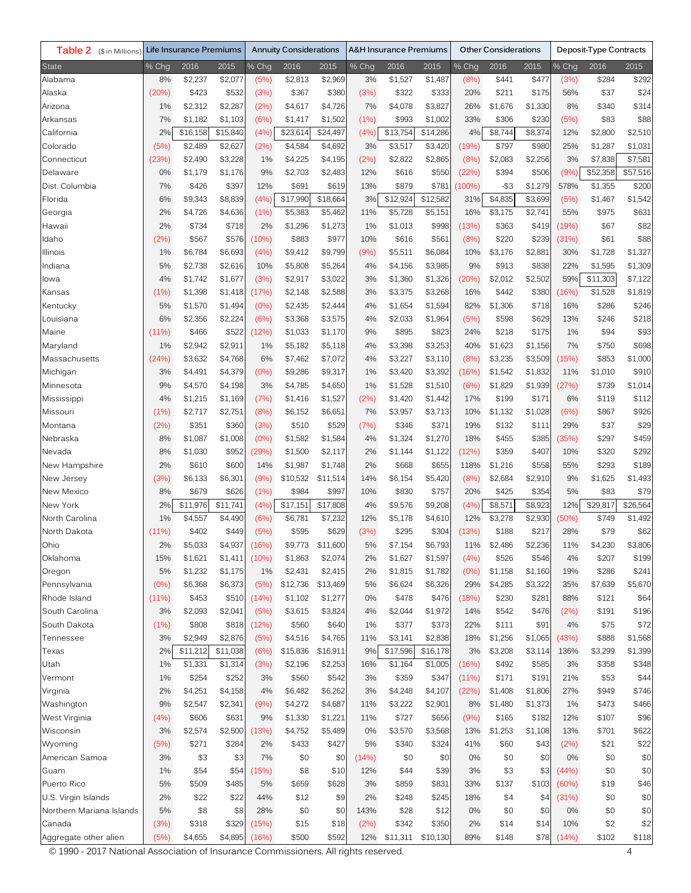| Table 2 ($ in Millions) | Life Insurance Premiums | | | Annuity Considerations | | | A&H Insurance Premiums | | | Other Considerations | | | Deposit-Type Contracts | | |
|---|---|---|---|---|---|---|---|---|---|---|---|---|---|---|---|
| State | % Chg | 2016 | 2015 | % Chg | 2016 | 2015 | % Chg | 2016 | 2015 | % Chg | 2016 | 2015 | % Chg | 2016 | 2015 |
| Alabama | 8% | $2,237 | $2,077 | (5%) | $2,813 | $2,969 | 3% | $1,527 | $1,487 | (8%) | $441 | $477 | (3%) | $284 | $292 |
| Alaska | (20%) | $423 | $532 | (3%) | $367 | $380 | (3%) | $322 | $333 | 20% | $211 | $175 | 56% | $37 | $24 |
| Arizona | 1% | $2,312 | $2,287 | (2%) | $4,617 | $4,726 | 7% | $4,078 | $3,827 | 26% | $1,676 | $1,330 | 8% | $340 | $314 |
| Arkansas | 7% | $1,182 | $1,103 | (6%) | $1,417 | $1,502 | (1%) | $993 | $1,002 | 33% | $306 | $230 | (5%) | $83 | $88 |
| California | 2% | $16,158 | $15,840 | (4%) | $23,614 | $24,497 | (4%) | $13,754 | $14,286 | 4% | $8,744 | $8,374 | 12% | $2,800 | $2,510 |
| Colorado | (5%) | $2,489 | $2,627 | (2%) | $4,584 | $4,692 | 3% | $3,517 | $3,420 | (19%) | $797 | $980 | 25% | $1,287 | $1,031 |
| Connecticut | (23%) | $2,490 | $3,228 | 1% | $4,225 | $4,195 | (2%) | $2,822 | $2,865 | (8%) | $2,083 | $2,256 | 3% | $7,838 | $7,581 |
| Delaware | 0% | $1,179 | $1,176 | 9% | $2,703 | $2,483 | 12% | $616 | $550 | (22%) | $394 | $506 | (9%) | $52,358 | $57,516 |
| Dist. Columbia | 7% | $426 | $397 | 12% | $691 | $619 | 13% | $879 | $781 | (100%) | -$3 | $1,279 | 578% | $1,355 | $200 |
| Florida | 6% | $9,343 | $8,839 | (4%) | $17,990 | $18,664 | 3% | $12,924 | $12,582 | 31% | $4,835 | $3,699 | (5%) | $1,467 | $1,542 |
| Georgia | 2% | $4,726 | $4,636 | (1%) | $5,383 | $5,462 | 11% | $5,728 | $5,151 | 16% | $3,175 | $2,741 | 55% | $975 | $631 |
| Hawaii | 2% | $734 | $718 | 2% | $1,296 | $1,273 | 1% | $1,013 | $998 | (13%) | $363 | $419 | (19%) | $67 | $82 |
| Idaho | (2%) | $567 | $576 | (10%) | $883 | $977 | 10% | $616 | $561 | (8%) | $220 | $239 | (31%) | $61 | $88 |
| Illinois | 1% | $6,784 | $6,693 | (4%) | $9,412 | $9,799 | (9%) | $5,511 | $6,084 | 10% | $3,176 | $2,881 | 30% | $1,728 | $1,327 |
| Indiana | 5% | $2,738 | $2,616 | 10% | $5,808 | $5,264 | 4% | $4,156 | $3,985 | 9% | $913 | $838 | 22% | $1,595 | $1,309 |
| Iowa | 4% | $1,742 | $1,677 | (3%) | $2,917 | $3,022 | 3% | $1,360 | $1,326 | (20%) | $2,012 | $2,502 | 59% | $11,303 | $7,122 |
| Kansas | (1%) | $1,398 | $1,418 | (17%) | $2,148 | $2,588 | 3% | $3,375 | $3,268 | 16% | $442 | $380 | (16%) | $1,528 | $1,819 |
| Kentucky | 5% | $1,570 | $1,494 | (0%) | $2,435 | $2,444 | 4% | $1,654 | $1,594 | 82% | $1,306 | $718 | 16% | $286 | $246 |
| Louisiana | 6% | $2,356 | $2,224 | (6%) | $3,368 | $3,575 | 4% | $2,033 | $1,964 | (5%) | $598 | $629 | 13% | $246 | $218 |
| Maine | (11%) | $466 | $522 | (12%) | $1,033 | $1,170 | 9% | $895 | $823 | 24% | $218 | $175 | 1% | $94 | $93 |
| Maryland | 1% | $2,942 | $2,911 | 1% | $5,182 | $5,118 | 4% | $3,398 | $3,253 | 40% | $1,623 | $1,156 | 7% | $750 | $698 |
| Massachusetts | (24%) | $3,632 | $4,768 | 6% | $7,462 | $7,072 | 4% | $3,227 | $3,110 | (8%) | $3,235 | $3,509 | (15%) | $853 | $1,000 |
| Michigan | 3% | $4,491 | $4,379 | (0%) | $9,286 | $9,317 | 1% | $3,420 | $3,392 | (16%) | $1,542 | $1,832 | 11% | $1,010 | $910 |
| Minnesota | 9% | $4,570 | $4,198 | 3% | $4,785 | $4,650 | 1% | $1,528 | $1,510 | (6%) | $1,829 | $1,939 | (27%) | $739 | $1,014 |
| Mississippi | 4% | $1,215 | $1,169 | (7%) | $1,416 | $1,527 | (2%) | $1,420 | $1,442 | 17% | $199 | $171 | 6% | $119 | $112 |
| Missouri | (1%) | $2,717 | $2,751 | (8%) | $6,152 | $6,651 | 7% | $3,957 | $3,713 | 10% | $1,132 | $1,028 | (6%) | $867 | $926 |
| Montana | (2%) | $351 | $360 | (3%) | $510 | $529 | (7%) | $346 | $371 | 19% | $132 | $111 | 29% | $37 | $29 |
| Nebraska | 8% | $1,087 | $1,008 | (0%) | $1,582 | $1,584 | 4% | $1,324 | $1,270 | 18% | $455 | $385 | (35%) | $297 | $459 |
| Nevada | 8% | $1,030 | $952 | (29%) | $1,500 | $2,117 | 2% | $1,144 | $1,122 | (12%) | $359 | $407 | 10% | $320 | $292 |
| New Hampshire | 2% | $610 | $600 | 14% | $1,987 | $1,748 | 2% | $668 | $655 | 118% | $1,216 | $558 | 55% | $293 | $189 |
| New Jersey | (3%) | $6,133 | $6,301 | (9%) | $10,532 | $11,514 | 14% | $6,154 | $5,420 | (8%) | $2,684 | $2,910 | 9% | $1,625 | $1,493 |
| New Mexico | 8% | $679 | $626 | (1%) | $984 | $997 | 10% | $830 | $757 | 20% | $425 | $354 | 5% | $83 | $79 |
| New York | 2% | $11,976 | $11,741 | (4%) | $17,151 | $17,808 | 4% | $9,576 | $9,208 | (4%) | $8,571 | $8,923 | 12% | $29,817 | $26,564 |
| North Carolina | 1% | $4,557 | $4,490 | (6%) | $6,781 | $7,232 | 12% | $5,178 | $4,610 | 12% | $3,278 | $2,930 | (50%) | $749 | $1,492 |
| North Dakota | (11%) | $402 | $449 | (5%) | $595 | $629 | (3%) | $295 | $304 | (13%) | $188 | $217 | 28% | $79 | $62 |
| Ohio | 2% | $5,033 | $4,937 | (16%) | $9,773 | $11,600 | 5% | $7,154 | $6,793 | 11% | $2,486 | $2,236 | 11% | $4,230 | $3,806 |
| Oklahoma | 15% | $1,621 | $1,411 | (10%) | $1,863 | $2,074 | 2% | $1,627 | $1,597 | (4%) | $526 | $546 | 4% | $207 | $199 |
| Oregon | 5% | $1,232 | $1,175 | 1% | $2,431 | $2,415 | 2% | $1,815 | $1,782 | (0%) | $1,158 | $1,160 | 19% | $286 | $241 |
| Pennsylvania | (0%) | $6,368 | $6,373 | (5%) | $12,736 | $13,469 | 5% | $6,624 | $6,326 | 29% | $4,285 | $3,322 | 35% | $7,639 | $5,670 |
| Rhode Island | (11%) | $453 | $510 | (14%) | $1,102 | $1,277 | 0% | $478 | $476 | (18%) | $230 | $281 | 88% | $121 | $64 |
| South Carolina | 3% | $2,093 | $2,041 | (5%) | $3,615 | $3,824 | 4% | $2,044 | $1,972 | 14% | $542 | $476 | (2%) | $191 | $196 |
| South Dakota | (1%) | $808 | $818 | (12%) | $560 | $640 | 1% | $377 | $373 | 22% | $111 | $91 | 4% | $75 | $72 |
| Tennessee | 3% | $2,949 | $2,876 | (5%) | $4,516 | $4,765 | 11% | $3,141 | $2,838 | 18% | $1,256 | $1,065 | (43%) | $888 | $1,568 |
| Texas | 2% | $11,212 | $11,038 | (6%) | $15,836 | $16,911 | 9% | $17,596 | $16,178 | 3% | $3,208 | $3,114 | 136% | $3,299 | $1,399 |
| Utah | 1% | $1,331 | $1,314 | (3%) | $2,196 | $2,253 | 16% | $1,164 | $1,005 | (16%) | $492 | $585 | 3% | $358 | $348 |
| Vermont | 1% | $254 | $252 | 3% | $560 | $542 | 3% | $359 | $347 | (11%) | $171 | $191 | 21% | $53 | $44 |
| Virginia | 2% | $4,251 | $4,158 | 4% | $6,482 | $6,262 | 3% | $4,248 | $4,107 | (22%) | $1,408 | $1,806 | 27% | $949 | $746 |
| Washington | 9% | $2,547 | $2,341 | (9%) | $4,272 | $4,687 | 11% | $3,222 | $2,901 | 8% | $1,480 | $1,373 | 1% | $473 | $466 |
| West Virginia | (4%) | $606 | $631 | 9% | $1,330 | $1,221 | 11% | $727 | $656 | (9%) | $165 | $182 | 12% | $107 | $96 |
| Wisconsin | 3% | $2,574 | $2,500 | (13%) | $4,752 | $5,489 | 0% | $3,570 | $3,568 | 13% | $1,253 | $1,108 | 13% | $701 | $622 |
| Wyoming | (5%) | $271 | $284 | 2% | $433 | $427 | 5% | $340 | $324 | 41% | $60 | $43 | (2%) | $21 | $22 |
| American Samoa | 3% | $3 | $3 | 7% | $0 | $0 | (14%) | $0 | $0 | 0% | $0 | $0 | 0% | $0 | $0 |
| Guam | 1% | $54 | $54 | (15%) | $8 | $10 | 12% | $44 | $39 | 3% | $3 | $3 | (44%) | $0 | $0 |
| Puerto Rico | 5% | $509 | $485 | 5% | $659 | $628 | 3% | $859 | $831 | 33% | $137 | $103 | (60%) | $19 | $46 |
| U.S. Virgin Islands | 2% | $22 | $22 | 44% | $12 | $9 | 2% | $248 | $245 | 18% | $4 | $4 | (31%) | $0 | $0 |
| Northern Mariana Islands | 5% | $8 | $8 | 28% | $0 | $0 | 143% | $28 | $12 | 0% | $0 | $0 | 0% | $0 | $0 |
| Canada | (3%) | $318 | $329 | (15%) | $15 | $18 | (2%) | $342 | $350 | 2% | $14 | $14 | 10% | $2 | $2 |
| Aggregate other alien | (5%) | $4,655 | $4,895 | (16%) | $500 | $592 | 12% | $11,311 | $10,130 | 89% | $148 | $78 | (14%) | $102 | $118 |

© 1990 - 2017 National Association of Insurance Commissioners. All rights reserved.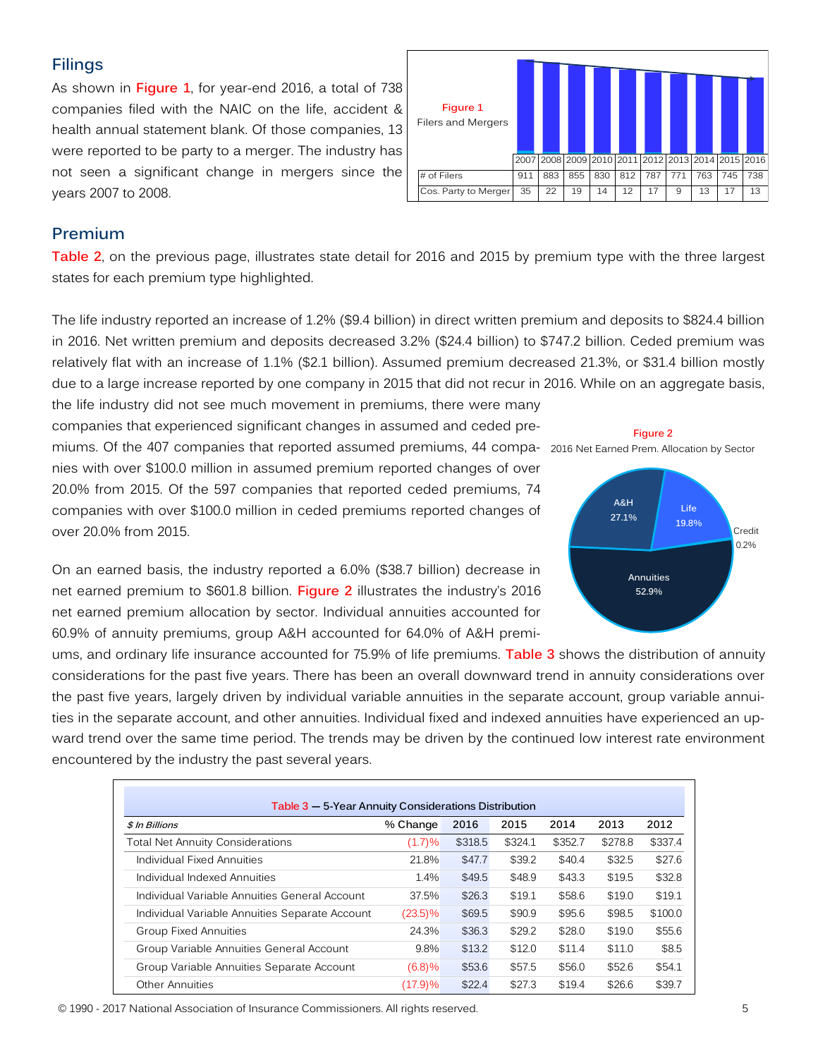## Filings

As shown in **Figure 1**, for year-end 2016, a total of 738 companies filed with the NAIC on the life, accident & health annual statement blank. Of those companies, 13 were reported to be party to a merger. The industry has not seen a significant change in mergers since the years 2007 to 2008.

**Figure 1**
Filers and Mergers

| | 2007 | 2008 | 2009 | 2010 | 2011 | 2012 | 2013 | 2014 | 2015 | 2016 |
|---|---|---|---|---|---|---|---|---|---|---|
| # of Filers | 911 | 883 | 855 | 830 | 812 | 787 | 771 | 763 | 745 | 738 |
| Cos. Party to Merger | 35 | 22 | 19 | 14 | 12 | 17 | 9 | 13 | 17 | 13 |

## Premium

**Table 2**, on the previous page, illustrates state detail for 2016 and 2015 by premium type with the three largest states for each premium type highlighted.

The life industry reported an increase of 1.2% ($9.4 billion) in direct written premium and deposits to $824.4 billion in 2016. Net written premium and deposits decreased 3.2% ($24.4 billion) to $747.2 billion. Ceded premium was relatively flat with an increase of 1.1% ($2.1 billion). Assumed premium decreased 21.3%, or $31.4 billion mostly due to a large increase reported by one company in 2015 that did not recur in 2016. While on an aggregate basis, the life industry did not see much movement in premiums, there were many companies that experienced significant changes in assumed and ceded premiums. Of the 407 companies that reported assumed premiums, 44 companies with over $100.0 million in assumed premium reported changes of over 20.0% from 2015. Of the 597 companies that reported ceded premiums, 74 companies with over $100.0 million in ceded premiums reported changes of over 20.0% from 2015.

**Figure 2**
2016 Net Earned Prem. Allocation by Sector

- A&H 27.1%
- Life 19.8%
- Credit 0.2%
- Annuities 52.9%

On an earned basis, the industry reported a 6.0% ($38.7 billion) decrease in net earned premium to $601.8 billion. **Figure 2** illustrates the industry's 2016 net earned premium allocation by sector. Individual annuities accounted for 60.9% of annuity premiums, group A&H accounted for 64.0% of A&H premiums, and ordinary life insurance accounted for 75.9% of life premiums. **Table 3** shows the distribution of annuity considerations for the past five years. There has been an overall downward trend in annuity considerations over the past five years, largely driven by individual variable annuities in the separate account, group variable annuities in the separate account, and other annuities. Individual fixed and indexed annuities have experienced an upward trend over the same time period. The trends may be driven by the continued low interest rate environment encountered by the industry the past several years.

**Table 3 — 5-Year Annuity Considerations Distribution**

| *$ In Billions* | % Change | 2016 | 2015 | 2014 | 2013 | 2012 |
|---|---|---|---|---|---|---|
| Total Net Annuity Considerations | (1.7)% | $318.5 | $324.1 | $352.7 | $278.8 | $337.4 |
| Individual Fixed Annuities | 21.8% | $47.7 | $39.2 | $40.4 | $32.5 | $27.6 |
| Individual Indexed Annuities | 1.4% | $49.5 | $48.9 | $43.3 | $19.5 | $32.8 |
| Individual Variable Annuities General Account | 37.5% | $26.3 | $19.1 | $58.6 | $19.0 | $19.1 |
| Individual Variable Annuities Separate Account | (23.5)% | $69.5 | $90.9 | $95.6 | $98.5 | $100.0 |
| Group Fixed Annuities | 24.3% | $36.3 | $29.2 | $28.0 | $19.0 | $55.6 |
| Group Variable Annuities General Account | 9.8% | $13.2 | $12.0 | $11.4 | $11.0 | $8.5 |
| Group Variable Annuities Separate Account | (6.8)% | $53.6 | $57.5 | $56.0 | $52.6 | $54.1 |
| Other Annuities | (17.9)% | $22.4 | $27.3 | $19.4 | $26.6 | $39.7 |

© 1990 - 2017 National Association of Insurance Commissioners. All rights reserved.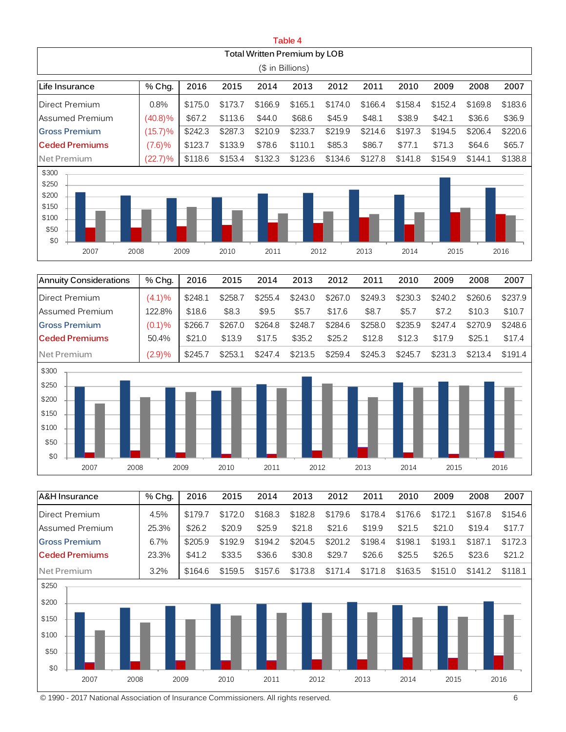Table 4

Total Written Premium by LOB

($ in Billions)

| Life Insurance | % Chg. | 2016 | 2015 | 2014 | 2013 | 2012 | 2011 | 2010 | 2009 | 2008 | 2007 |
|---|---|---|---|---|---|---|---|---|---|---|---|
| Direct Premium | 0.8% | $175.0 | $173.7 | $166.9 | $165.1 | $174.0 | $166.4 | $158.4 | $152.4 | $169.8 | $183.6 |
| Assumed Premium | (40.8)% | $67.2 | $113.6 | $44.0 | $68.6 | $45.9 | $48.1 | $38.9 | $42.1 | $36.6 | $36.9 |
| Gross Premium | (15.7)% | $242.3 | $287.3 | $210.9 | $233.7 | $219.9 | $214.6 | $197.3 | $194.5 | $206.4 | $220.6 |
| Ceded Premiums | (7.6)% | $123.7 | $133.9 | $78.6 | $110.1 | $85.3 | $86.7 | $77.1 | $71.3 | $64.6 | $65.7 |
| Net Premium | (22.7)% | $118.6 | $153.4 | $132.3 | $123.6 | $134.6 | $127.8 | $141.8 | $154.9 | $144.1 | $138.8 |

| Annuity Considerations | % Chg. | 2016 | 2015 | 2014 | 2013 | 2012 | 2011 | 2010 | 2009 | 2008 | 2007 |
|---|---|---|---|---|---|---|---|---|---|---|---|
| Direct Premium | (4.1)% | $248.1 | $258.7 | $255.4 | $243.0 | $267.0 | $249.3 | $230.3 | $240.2 | $260.6 | $237.9 |
| Assumed Premium | 122.8% | $18.6 | $8.3 | $9.5 | $5.7 | $17.6 | $8.7 | $5.7 | $7.2 | $10.3 | $10.7 |
| Gross Premium | (0.1)% | $266.7 | $267.0 | $264.8 | $248.7 | $284.6 | $258.0 | $235.9 | $247.4 | $270.9 | $248.6 |
| Ceded Premiums | 50.4% | $21.0 | $13.9 | $17.5 | $35.2 | $25.2 | $12.8 | $12.3 | $17.9 | $25.1 | $17.4 |
| Net Premium | (2.9)% | $245.7 | $253.1 | $247.4 | $213.5 | $259.4 | $245.3 | $245.7 | $231.3 | $213.4 | $191.4 |

| A&H Insurance | % Chg. | 2016 | 2015 | 2014 | 2013 | 2012 | 2011 | 2010 | 2009 | 2008 | 2007 |
|---|---|---|---|---|---|---|---|---|---|---|---|
| Direct Premium | 4.5% | $179.7 | $172.0 | $168.3 | $182.8 | $179.6 | $178.4 | $176.6 | $172.1 | $167.8 | $154.6 |
| Assumed Premium | 25.3% | $26.2 | $20.9 | $25.9 | $21.8 | $21.6 | $19.9 | $21.5 | $21.0 | $19.4 | $17.7 |
| Gross Premium | 6.7% | $205.9 | $192.9 | $194.2 | $204.5 | $201.2 | $198.4 | $198.1 | $193.1 | $187.1 | $172.3 |
| Ceded Premiums | 23.3% | $41.2 | $33.5 | $36.6 | $30.8 | $29.7 | $26.6 | $25.5 | $26.5 | $23.6 | $21.2 |
| Net Premium | 3.2% | $164.6 | $159.5 | $157.6 | $173.8 | $171.4 | $171.8 | $163.5 | $151.0 | $141.2 | $118.1 |

© 1990 - 2017 National Association of Insurance Commissioners. All rights reserved.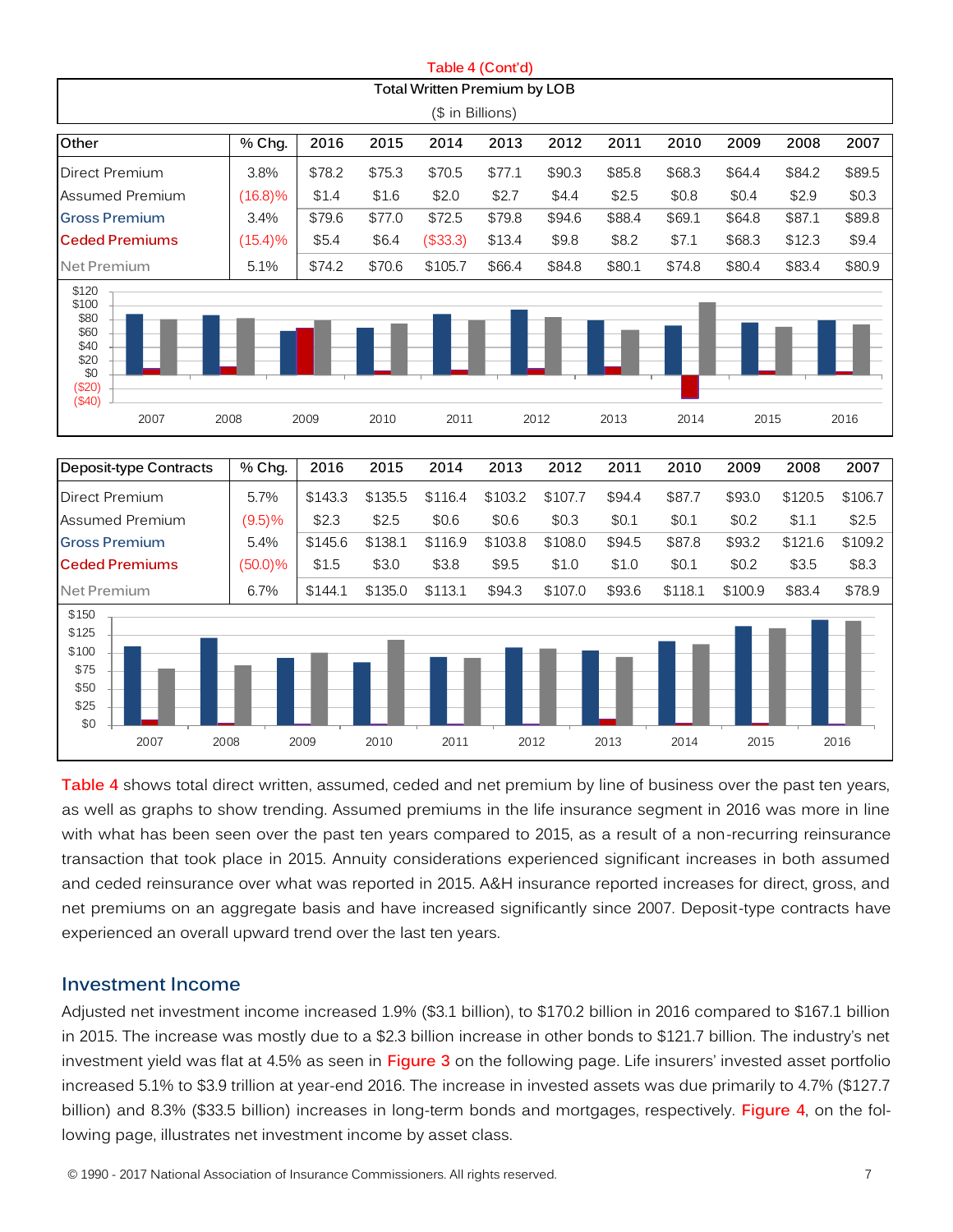Table 4 (Cont'd)

**Total Written Premium by LOB**

($ in Billions)

| Other | % Chg. | 2016 | 2015 | 2014 | 2013 | 2012 | 2011 | 2010 | 2009 | 2008 | 2007 |
|---|---|---|---|---|---|---|---|---|---|---|---|
| Direct Premium | 3.8% | $78.2 | $75.3 | $70.5 | $77.1 | $90.3 | $85.8 | $68.3 | $64.4 | $84.2 | $89.5 |
| Assumed Premium | (16.8)% | $1.4 | $1.6 | $2.0 | $2.7 | $4.4 | $2.5 | $0.8 | $0.4 | $2.9 | $0.3 |
| Gross Premium | 3.4% | $79.6 | $77.0 | $72.5 | $79.8 | $94.6 | $88.4 | $69.1 | $64.8 | $87.1 | $89.8 |
| Ceded Premiums | (15.4)% | $5.4 | $6.4 | ($33.3) | $13.4 | $9.8 | $8.2 | $7.1 | $68.3 | $12.3 | $9.4 |
| Net Premium | 5.1% | $74.2 | $70.6 | $105.7 | $66.4 | $84.8 | $80.1 | $74.8 | $80.4 | $83.4 | $80.9 |

| Deposit-type Contracts | % Chg. | 2016 | 2015 | 2014 | 2013 | 2012 | 2011 | 2010 | 2009 | 2008 | 2007 |
|---|---|---|---|---|---|---|---|---|---|---|---|
| Direct Premium | 5.7% | $143.3 | $135.5 | $116.4 | $103.2 | $107.7 | $94.4 | $87.7 | $93.0 | $120.5 | $106.7 |
| Assumed Premium | (9.5)% | $2.3 | $2.5 | $0.6 | $0.6 | $0.3 | $0.1 | $0.1 | $0.2 | $1.1 | $2.5 |
| Gross Premium | 5.4% | $145.6 | $138.1 | $116.9 | $103.8 | $108.0 | $94.5 | $87.8 | $93.2 | $121.6 | $109.2 |
| Ceded Premiums | (50.0)% | $1.5 | $3.0 | $3.8 | $9.5 | $1.0 | $1.0 | $0.1 | $0.2 | $3.5 | $8.3 |
| Net Premium | 6.7% | $144.1 | $135.0 | $113.1 | $94.3 | $107.0 | $93.6 | $118.1 | $100.9 | $83.4 | $78.9 |

Table 4 shows total direct written, assumed, ceded and net premium by line of business over the past ten years, as well as graphs to show trending. Assumed premiums in the life insurance segment in 2016 was more in line with what has been seen over the past ten years compared to 2015, as a result of a non-recurring reinsurance transaction that took place in 2015. Annuity considerations experienced significant increases in both assumed and ceded reinsurance over what was reported in 2015. A&H insurance reported increases for direct, gross, and net premiums on an aggregate basis and have increased significantly since 2007. Deposit-type contracts have experienced an overall upward trend over the last ten years.

## Investment Income

Adjusted net investment income increased 1.9% ($3.1 billion), to $170.2 billion in 2016 compared to $167.1 billion in 2015. The increase was mostly due to a $2.3 billion increase in other bonds to $121.7 billion. The industry's net investment yield was flat at 4.5% as seen in Figure 3 on the following page. Life insurers' invested asset portfolio increased 5.1% to $3.9 trillion at year-end 2016. The increase in invested assets was due primarily to 4.7% ($127.7 billion) and 8.3% ($33.5 billion) increases in long-term bonds and mortgages, respectively. Figure 4, on the following page, illustrates net investment income by asset class.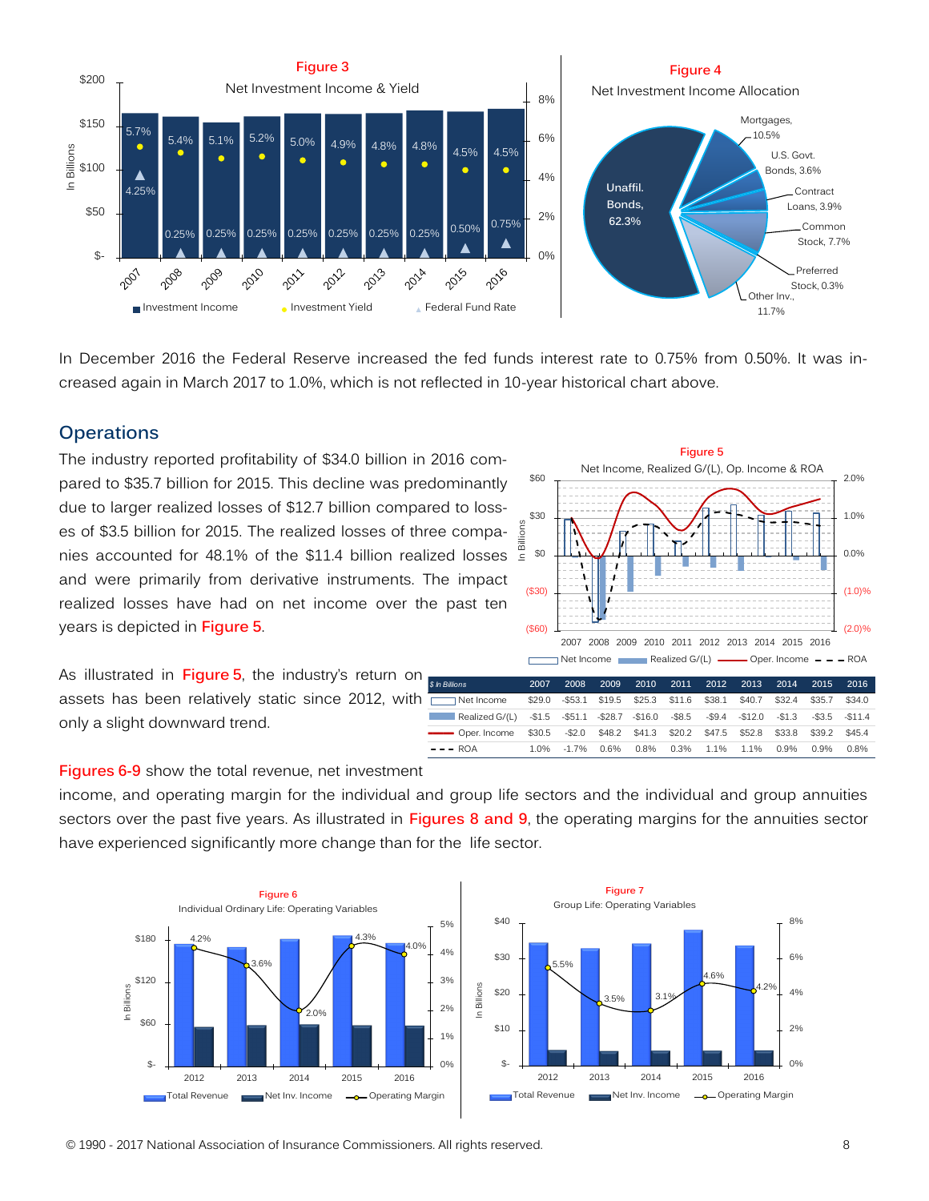**Figure 3**

Net Investment Income & Yield

**Figure 4**

Net Investment Income Allocation

In December 2016 the Federal Reserve increased the fed funds interest rate to 0.75% from 0.50%. It was increased again in March 2017 to 1.0%, which is not reflected in 10-year historical chart above.

## Operations

The industry reported profitability of $34.0 billion in 2016 compared to $35.7 billion for 2015. This decline was predominantly due to larger realized losses of $12.7 billion compared to losses of $3.5 billion for 2015. The realized losses of three companies accounted for 48.1% of the $11.4 billion realized losses and were primarily from derivative instruments. The impact realized losses have had on net income over the past ten years is depicted in **Figure 5**.

**Figure 5**

Net Income, Realized G/(L), Op. Income & ROA

| $ In Billions | 2007 | 2008 | 2009 | 2010 | 2011 | 2012 | 2013 | 2014 | 2015 | 2016 |
|---|---|---|---|---|---|---|---|---|---|---|
| Net Income | $29.0 | -$53.1 | $19.5 | $25.3 | $11.6 | $38.1 | $40.7 | $32.4 | $35.7 | $34.0 |
| Realized G/(L) | -$1.5 | -$51.1 | -$28.7 | -$16.0 | -$8.5 | -$9.4 | -$12.0 | -$1.3 | -$3.5 | -$11.4 |
| Oper. Income | $30.5 | -$2.0 | $48.2 | $41.3 | $20.2 | $47.5 | $52.8 | $33.8 | $39.2 | $45.4 |
| ROA | 1.0% | -1.7% | 0.6% | 0.8% | 0.3% | 1.1% | 1.1% | 0.9% | 0.9% | 0.8% |

As illustrated in **Figure 5**, the industry's return on assets has been relatively static since 2012, with only a slight downward trend.

**Figures 6-9** show the total revenue, net investment income, and operating margin for the individual and group life sectors and the individual and group annuities sectors over the past five years. As illustrated in **Figures 8 and 9**, the operating margins for the annuities sector have experienced significantly more change than for the life sector.

**Figure 6**

Individual Ordinary Life: Operating Variables

**Figure 7**

Group Life: Operating Variables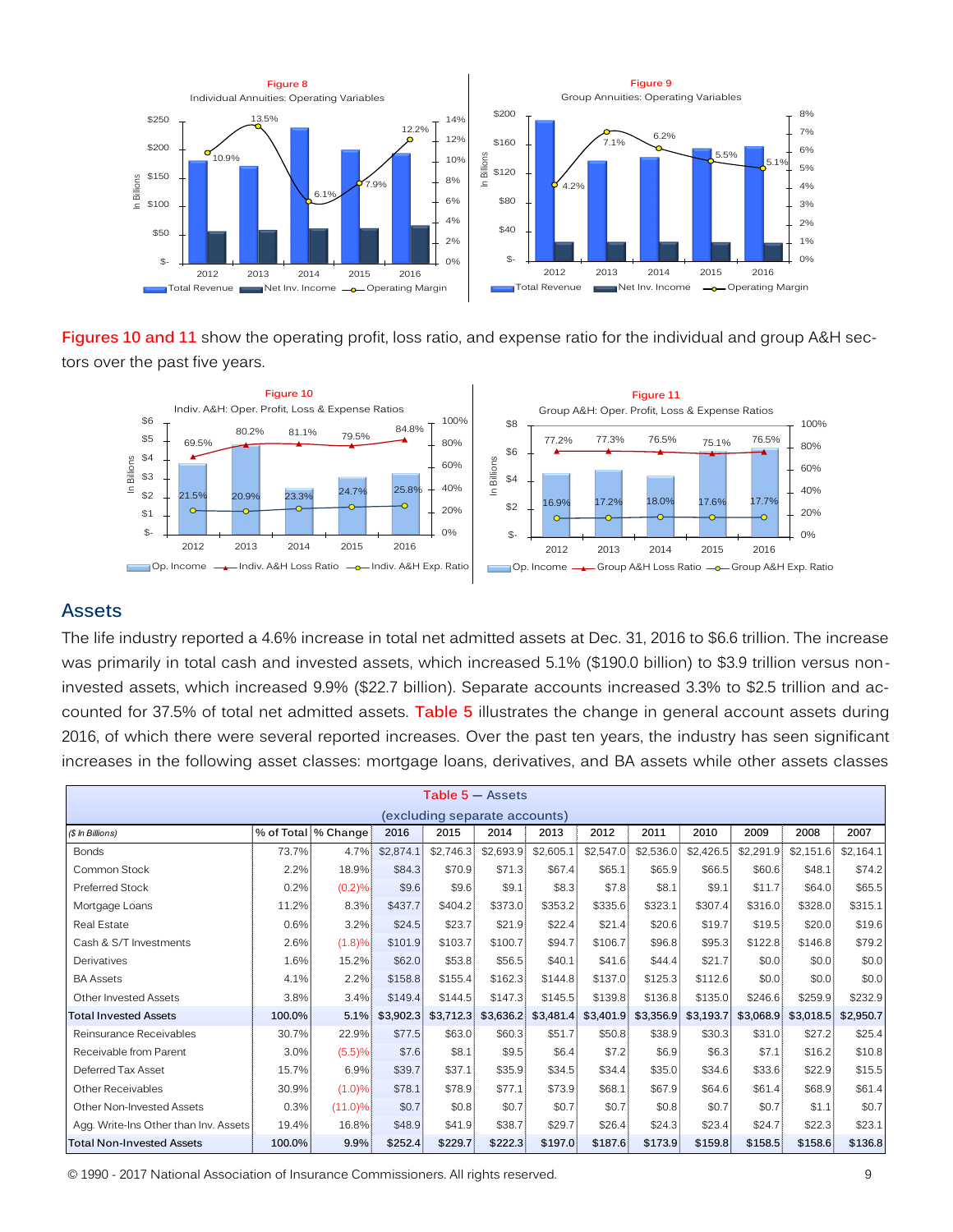**Figure 8**
Individual Annuities: Operating Variables

**Figure 9**
Group Annuities: Operating Variables

**Figures 10 and 11** show the operating profit, loss ratio, and expense ratio for the individual and group A&H sectors over the past five years.

**Figure 10**
Indiv. A&H: Oper. Profit, Loss & Expense Ratios

**Figure 11**
Group A&H: Oper. Profit, Loss & Expense Ratios

## Assets

The life industry reported a 4.6% increase in total net admitted assets at Dec. 31, 2016 to $6.6 trillion. The increase was primarily in total cash and invested assets, which increased 5.1% ($190.0 billion) to $3.9 trillion versus non-invested assets, which increased 9.9% ($22.7 billion). Separate accounts increased 3.3% to $2.5 trillion and accounted for 37.5% of total net admitted assets. **Table 5** illustrates the change in general account assets during 2016, of which there were several reported increases. Over the past ten years, the industry has seen significant increases in the following asset classes: mortgage loans, derivatives, and BA assets while other assets classes

**Table 5 — Assets**
(excluding separate accounts)

| ($ In Billions) | % of Total | % Change | 2016 | 2015 | 2014 | 2013 | 2012 | 2011 | 2010 | 2009 | 2008 | 2007 |
|---|---|---|---|---|---|---|---|---|---|---|---|---|
| Bonds | 73.7% | 4.7% | $2,874.1 | $2,746.3 | $2,693.9 | $2,605.1 | $2,547.0 | $2,536.0 | $2,426.5 | $2,291.9 | $2,151.6 | $2,164.1 |
| Common Stock | 2.2% | 18.9% | $84.3 | $70.9 | $71.3 | $67.4 | $65.1 | $65.9 | $66.5 | $60.6 | $48.1 | $74.2 |
| Preferred Stock | 0.2% | (0.2)% | $9.6 | $9.6 | $9.1 | $8.3 | $7.8 | $8.1 | $9.1 | $11.7 | $64.0 | $65.5 |
| Mortgage Loans | 11.2% | 8.3% | $437.7 | $404.2 | $373.0 | $353.2 | $335.6 | $323.1 | $307.4 | $316.0 | $328.0 | $315.1 |
| Real Estate | 0.6% | 3.2% | $24.5 | $23.7 | $21.9 | $22.4 | $21.4 | $20.6 | $19.7 | $19.5 | $20.0 | $19.6 |
| Cash & S/T Investments | 2.6% | (1.8)% | $101.9 | $103.7 | $100.7 | $94.7 | $106.7 | $96.8 | $95.3 | $122.8 | $146.8 | $79.2 |
| Derivatives | 1.6% | 15.2% | $62.0 | $53.8 | $56.5 | $40.1 | $41.6 | $44.4 | $21.7 | $0.0 | $0.0 | $0.0 |
| BA Assets | 4.1% | 2.2% | $158.8 | $155.4 | $162.3 | $144.8 | $137.0 | $125.3 | $112.6 | $0.0 | $0.0 | $0.0 |
| Other Invested Assets | 3.8% | 3.4% | $149.4 | $144.5 | $147.3 | $145.5 | $139.8 | $136.8 | $135.0 | $246.6 | $259.9 | $232.9 |
| **Total Invested Assets** | **100.0%** | **5.1%** | **$3,902.3** | **$3,712.3** | **$3,636.2** | **$3,481.4** | **$3,401.9** | **$3,356.9** | **$3,193.7** | **$3,068.9** | **$3,018.5** | **$2,950.7** |
| Reinsurance Receivables | 30.7% | 22.9% | $77.5 | $63.0 | $60.3 | $51.7 | $50.8 | $38.9 | $30.3 | $31.0 | $27.2 | $25.4 |
| Receivable from Parent | 3.0% | (5.5)% | $7.6 | $8.1 | $9.5 | $6.4 | $7.2 | $6.9 | $6.3 | $7.1 | $16.2 | $10.8 |
| Deferred Tax Asset | 15.7% | 6.9% | $39.7 | $37.1 | $35.9 | $34.5 | $34.4 | $35.0 | $34.6 | $33.6 | $22.9 | $15.5 |
| Other Receivables | 30.9% | (1.0)% | $78.1 | $78.9 | $77.1 | $73.9 | $68.1 | $67.9 | $64.6 | $61.4 | $68.9 | $61.4 |
| Other Non-Invested Assets | 0.3% | (11.0)% | $0.7 | $0.8 | $0.7 | $0.7 | $0.7 | $0.8 | $0.7 | $0.7 | $1.1 | $0.7 |
| Agg. Write-Ins Other than Inv. Assets | 19.4% | 16.8% | $48.9 | $41.9 | $38.7 | $29.7 | $26.4 | $24.3 | $23.4 | $24.7 | $22.3 | $23.1 |
| **Total Non-Invested Assets** | **100.0%** | **9.9%** | **$252.4** | **$229.7** | **$222.3** | **$197.0** | **$187.6** | **$173.9** | **$159.8** | **$158.5** | **$158.6** | **$136.8** |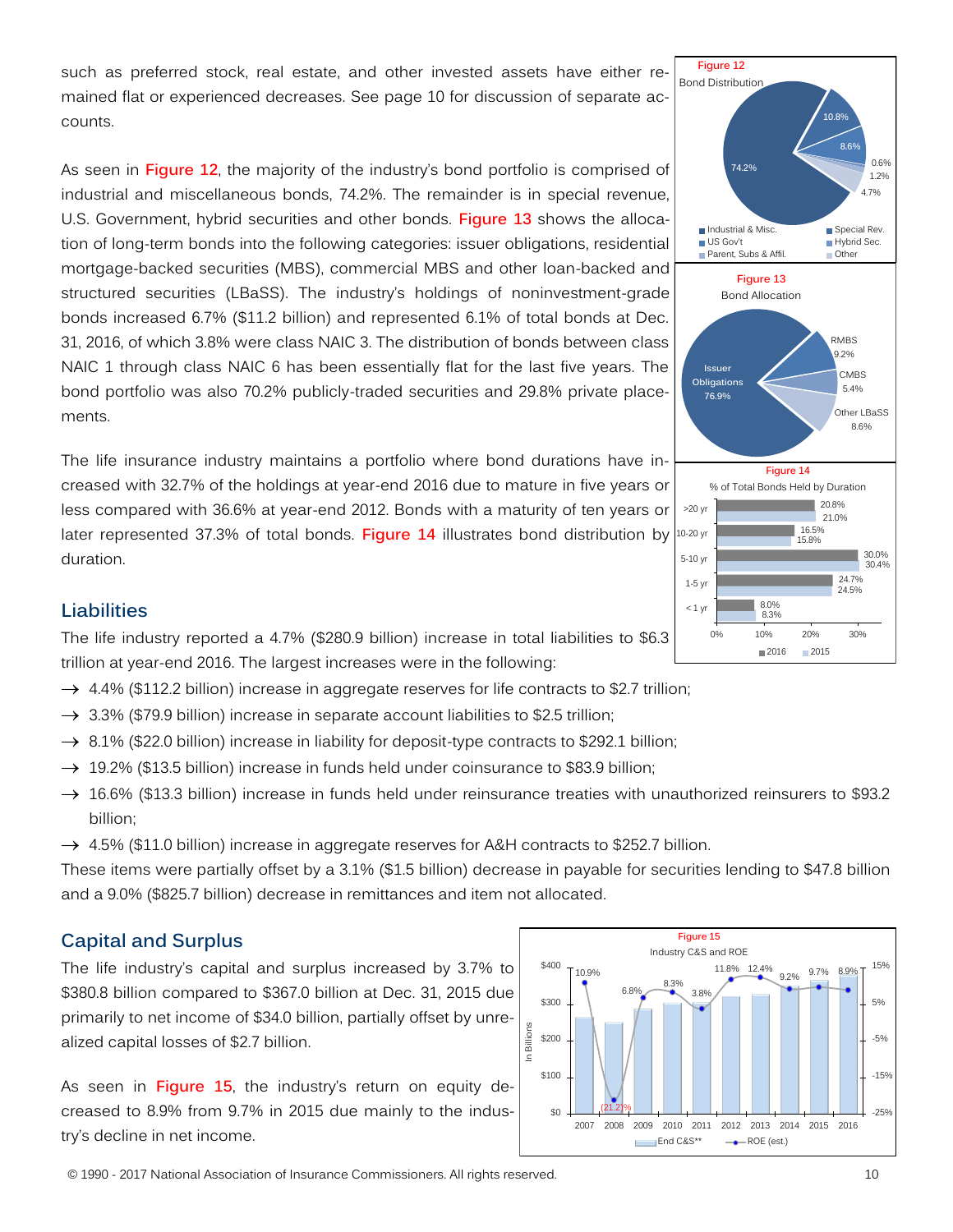such as preferred stock, real estate, and other invested assets have either remained flat or experienced decreases. See page 10 for discussion of separate accounts.

As seen in **Figure 12**, the majority of the industry's bond portfolio is comprised of industrial and miscellaneous bonds, 74.2%. The remainder is in special revenue, U.S. Government, hybrid securities and other bonds. **Figure 13** shows the allocation of long-term bonds into the following categories: issuer obligations, residential mortgage-backed securities (MBS), commercial MBS and other loan-backed and structured securities (LBaSS). The industry's holdings of noninvestment-grade bonds increased 6.7% ($11.2 billion) and represented 6.1% of total bonds at Dec. 31, 2016, of which 3.8% were class NAIC 3. The distribution of bonds between class NAIC 1 through class NAIC 6 has been essentially flat for the last five years. The bond portfolio was also 70.2% publicly-traded securities and 29.8% private placements.

The life insurance industry maintains a portfolio where bond durations have increased with 32.7% of the holdings at year-end 2016 due to mature in five years or less compared with 36.6% at year-end 2012. Bonds with a maturity of ten years or later represented 37.3% of total bonds. **Figure 14** illustrates bond distribution by duration.

Figure 12

Bond Distribution

| Category | % |
|---|---|
| Industrial & Misc. | 74.2% |
| Special Rev. | 10.8% |
| US Gov't | 8.6% |
| Hybrid Sec. | 0.6% |
| Parent, Subs & Affil. | 1.2% |
| Other | 4.7% |

Figure 13

Bond Allocation

| Category | % |
|---|---|
| Issuer Obligations | 76.9% |
| RMBS | 9.2% |
| CMBS | 5.4% |
| Other LBaSS | 8.6% |

Figure 14

% of Total Bonds Held by Duration

| Duration | 2016 | 2015 |
|---|---|---|
| >20 yr | 20.8% | 21.0% |
| 10-20 yr | 16.5% | 15.8% |
| 5-10 yr | 30.0% | 30.4% |
| 1-5 yr | 24.7% | 24.5% |
| < 1 yr | 8.0% | 8.3% |

## Liabilities

The life industry reported a 4.7% ($280.9 billion) increase in total liabilities to $6.3 trillion at year-end 2016. The largest increases were in the following:

- → 4.4% ($112.2 billion) increase in aggregate reserves for life contracts to $2.7 trillion;
- → 3.3% ($79.9 billion) increase in separate account liabilities to $2.5 trillion;
- → 8.1% ($22.0 billion) increase in liability for deposit-type contracts to $292.1 billion;
- → 19.2% ($13.5 billion) increase in funds held under coinsurance to $83.9 billion;
- → 16.6% ($13.3 billion) increase in funds held under reinsurance treaties with unauthorized reinsurers to $93.2 billion;
- → 4.5% ($11.0 billion) increase in aggregate reserves for A&H contracts to $252.7 billion.

These items were partially offset by a 3.1% ($1.5 billion) decrease in payable for securities lending to $47.8 billion and a 9.0% ($825.7 billion) decrease in remittances and item not allocated.

## Capital and Surplus

The life industry's capital and surplus increased by 3.7% to $380.8 billion compared to $367.0 billion at Dec. 31, 2015 due primarily to net income of $34.0 billion, partially offset by unrealized capital losses of $2.7 billion.

As seen in **Figure 15**, the industry's return on equity decreased to 8.9% from 9.7% in 2015 due mainly to the industry's decline in net income.

Figure 15

Industry C&S and ROE

| Year | ROE (est.) |
|---|---|
| 2007 | 10.9% |
| 2008 | (21.2)% |
| 2009 | 6.8% |
| 2010 | 8.3% |
| 2011 | 3.8% |
| 2012 | 11.8% |
| 2013 | 12.4% |
| 2014 | 9.2% |
| 2015 | 9.7% |
| 2016 | 8.9% |

End C&S** (In Billions) — ROE (est.)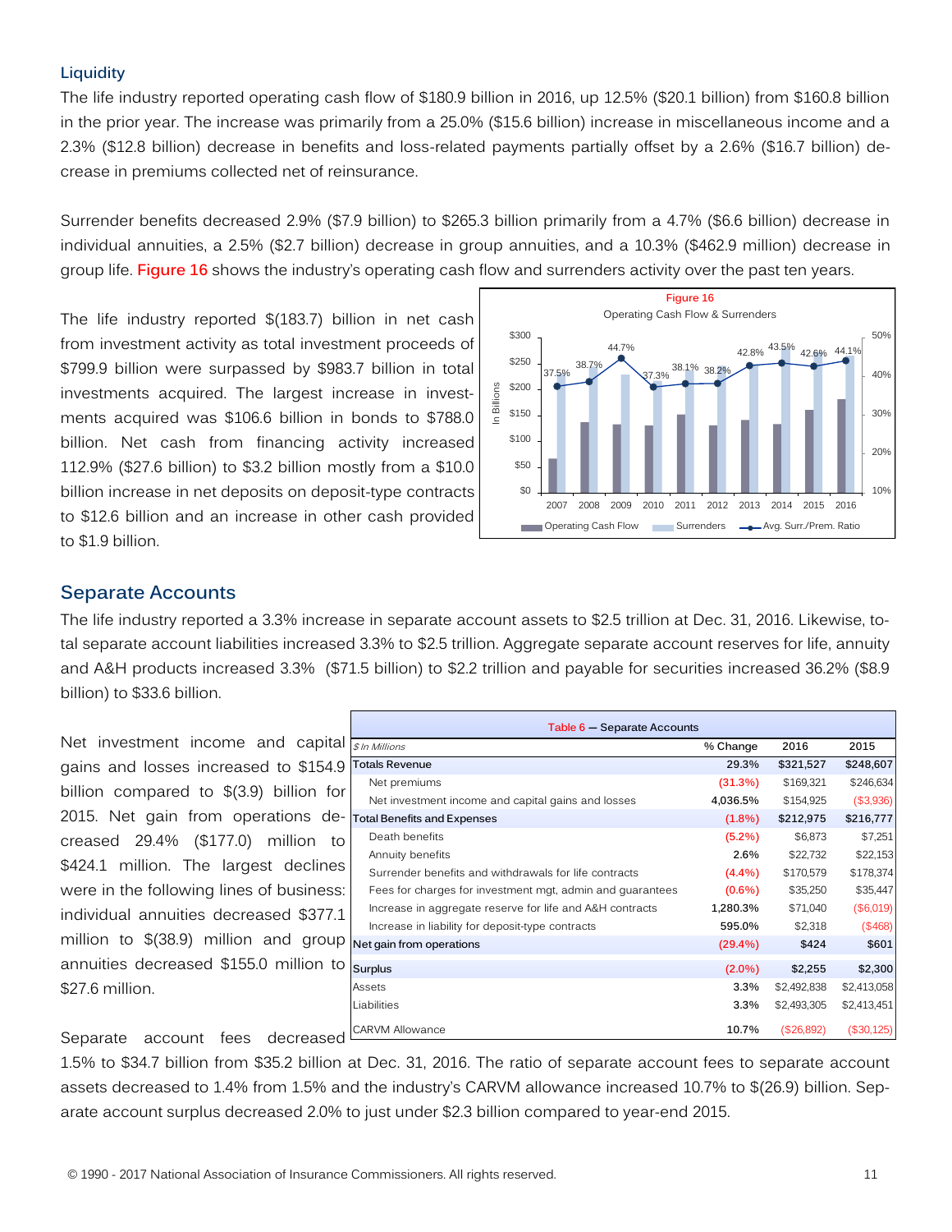### Liquidity

The life industry reported operating cash flow of $180.9 billion in 2016, up 12.5% ($20.1 billion) from $160.8 billion in the prior year. The increase was primarily from a 25.0% ($15.6 billion) increase in miscellaneous income and a 2.3% ($12.8 billion) decrease in benefits and loss-related payments partially offset by a 2.6% ($16.7 billion) decrease in premiums collected net of reinsurance.

Surrender benefits decreased 2.9% ($7.9 billion) to $265.3 billion primarily from a 4.7% ($6.6 billion) decrease in individual annuities, a 2.5% ($2.7 billion) decrease in group annuities, and a 10.3% ($462.9 million) decrease in group life. **Figure 16** shows the industry's operating cash flow and surrenders activity over the past ten years.

The life industry reported $(183.7) billion in net cash from investment activity as total investment proceeds of $799.9 billion were surpassed by $983.7 billion in total investments acquired. The largest increase in investments acquired was $106.6 billion in bonds to $788.0 billion. Net cash from financing activity increased 112.9% ($27.6 billion) to $3.2 billion mostly from a $10.0 billion increase in net deposits on deposit-type contracts to $12.6 billion and an increase in other cash provided to $1.9 billion.

Figure 16
Operating Cash Flow & Surrenders

## Separate Accounts

The life industry reported a 3.3% increase in separate account assets to $2.5 trillion at Dec. 31, 2016. Likewise, total separate account liabilities increased 3.3% to $2.5 trillion. Aggregate separate account reserves for life, annuity and A&H products increased 3.3% ($71.5 billion) to $2.2 trillion and payable for securities increased 36.2% ($8.9 billion) to $33.6 billion.

Net investment income and capital gains and losses increased to $154.9 billion compared to $(3.9) billion for 2015. Net gain from operations decreased 29.4% ($177.0) million to $424.1 million. The largest declines were in the following lines of business: individual annuities decreased $377.1 million to $(38.9) million and group annuities decreased $155.0 million to $27.6 million.

**Table 6 — Separate Accounts**

| *$ In Millions* | % Change | 2016 | 2015 |
|---|---|---|---|
| **Totals Revenue** | **29.3%** | **$321,527** | **$248,607** |
| Net premiums | (31.3%) | $169,321 | $246,634 |
| Net investment income and capital gains and losses | 4,036.5% | $154,925 | ($3,936) |
| **Total Benefits and Expenses** | **(1.8%)** | **$212,975** | **$216,777** |
| Death benefits | (5.2%) | $6,873 | $7,251 |
| Annuity benefits | 2.6% | $22,732 | $22,153 |
| Surrender benefits and withdrawals for life contracts | (4.4%) | $170,579 | $178,374 |
| Fees for charges for investment mgt, admin and guarantees | (0.6%) | $35,250 | $35,447 |
| Increase in aggregate reserve for life and A&H contracts | 1,280.3% | $71,040 | ($6,019) |
| Increase in liability for deposit-type contracts | 595.0% | $2,318 | ($468) |
| **Net gain from operations** | **(29.4%)** | **$424** | **$601** |
| **Surplus** | **(2.0%)** | **$2,255** | **$2,300** |
| Assets | 3.3% | $2,492,838 | $2,413,058 |
| Liabilities | 3.3% | $2,493,305 | $2,413,451 |
| CARVM Allowance | 10.7% | ($26,892) | ($30,125) |

Separate account fees decreased 1.5% to $34.7 billion from $35.2 billion at Dec. 31, 2016. The ratio of separate account fees to separate account assets decreased to 1.4% from 1.5% and the industry's CARVM allowance increased 10.7% to $(26.9) billion. Separate account surplus decreased 2.0% to just under $2.3 billion compared to year-end 2015.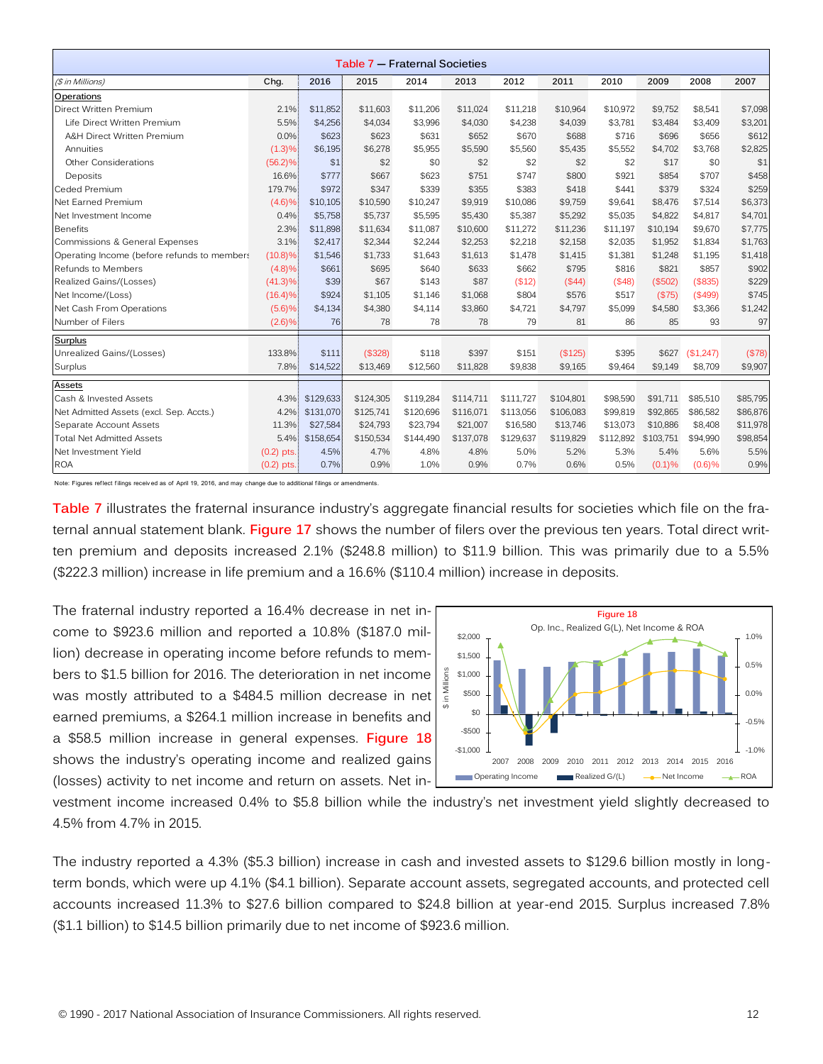| Table 7 — Fraternal Societies | | | | | | | | | | | |
|---|---|---|---|---|---|---|---|---|---|---|---|
| *($ in Millions)* | Chg. | 2016 | 2015 | 2014 | 2013 | 2012 | 2011 | 2010 | 2009 | 2008 | 2007 |
| **Operations** | | | | | | | | | | | |
| Direct Written Premium | 2.1% | $11,852 | $11,603 | $11,206 | $11,024 | $11,218 | $10,964 | $10,972 | $9,752 | $8,541 | $7,098 |
| Life Direct Written Premium | 5.5% | $4,256 | $4,034 | $3,996 | $4,030 | $4,238 | $4,039 | $3,781 | $3,484 | $3,409 | $3,201 |
| A&H Direct Written Premium | 0.0% | $623 | $623 | $631 | $652 | $670 | $688 | $716 | $696 | $656 | $612 |
| Annuities | (1.3)% | $6,195 | $6,278 | $5,955 | $5,590 | $5,560 | $5,435 | $5,552 | $4,702 | $3,768 | $2,825 |
| Other Considerations | (56.2)% | $1 | $2 | $0 | $2 | $2 | $2 | $2 | $17 | $0 | $1 |
| Deposits | 16.6% | $777 | $667 | $623 | $751 | $747 | $800 | $921 | $854 | $707 | $458 |
| Ceded Premium | 179.7% | $972 | $347 | $339 | $355 | $383 | $418 | $441 | $379 | $324 | $259 |
| Net Earned Premium | (4.6)% | $10,105 | $10,590 | $10,247 | $9,919 | $10,086 | $9,759 | $9,641 | $8,476 | $7,514 | $6,373 |
| Net Investment Income | 0.4% | $5,758 | $5,737 | $5,595 | $5,430 | $5,387 | $5,292 | $5,035 | $4,822 | $4,817 | $4,701 |
| Benefits | 2.3% | $11,898 | $11,634 | $11,087 | $10,600 | $11,272 | $11,236 | $11,197 | $10,194 | $9,670 | $7,775 |
| Commissions & General Expenses | 3.1% | $2,417 | $2,344 | $2,244 | $2,253 | $2,218 | $2,158 | $2,035 | $1,952 | $1,834 | $1,763 |
| Operating Income (before refunds to members | (10.8)% | $1,546 | $1,733 | $1,643 | $1,613 | $1,478 | $1,415 | $1,381 | $1,248 | $1,195 | $1,418 |
| Refunds to Members | (4.8)% | $661 | $695 | $640 | $633 | $662 | $795 | $816 | $821 | $857 | $902 |
| Realized Gains/(Losses) | (41.3)% | $39 | $67 | $143 | $87 | ($12) | ($44) | ($48) | ($502) | ($835) | $229 |
| Net Income/(Loss) | (16.4)% | $924 | $1,105 | $1,146 | $1,068 | $804 | $576 | $517 | ($75) | ($499) | $745 |
| Net Cash From Operations | (5.6)% | $4,134 | $4,380 | $4,114 | $3,860 | $4,721 | $4,797 | $5,099 | $4,580 | $3,366 | $1,242 |
| Number of Filers | (2.6)% | 76 | 78 | 78 | 78 | 79 | 81 | 86 | 85 | 93 | 97 |
| **Surplus** | | | | | | | | | | | |
| Unrealized Gains/(Losses) | 133.8% | $111 | ($328) | $118 | $397 | $151 | ($125) | $395 | $627 | ($1,247) | ($78) |
| Surplus | 7.8% | $14,522 | $13,469 | $12,560 | $11,828 | $9,838 | $9,165 | $9,464 | $9,149 | $8,709 | $9,907 |
| **Assets** | | | | | | | | | | | |
| Cash & Invested Assets | 4.3% | $129,633 | $124,305 | $119,284 | $114,711 | $111,727 | $104,801 | $98,590 | $91,711 | $85,510 | $85,795 |
| Net Admitted Assets (excl. Sep. Accts.) | 4.2% | $131,070 | $125,741 | $120,696 | $116,071 | $113,056 | $106,083 | $99,819 | $92,865 | $86,582 | $86,876 |
| Separate Account Assets | 11.3% | $27,584 | $24,793 | $23,794 | $21,007 | $16,580 | $13,746 | $13,073 | $10,886 | $8,408 | $11,978 |
| Total Net Admitted Assets | 5.4% | $158,654 | $150,534 | $144,490 | $137,078 | $129,637 | $119,829 | $112,892 | $103,751 | $94,990 | $98,854 |
| Net Investment Yield | (0.2) pts. | 4.5% | 4.7% | 4.8% | 4.8% | 5.0% | 5.2% | 5.3% | 5.4% | 5.6% | 5.5% |
| ROA | (0.2) pts. | 0.7% | 0.9% | 1.0% | 0.9% | 0.7% | 0.6% | 0.5% | (0.1)% | (0.6)% | 0.9% |

Note: Figures reflect filings received as of April 19, 2016, and may change due to additional filings or amendments.

Table 7 illustrates the fraternal insurance industry's aggregate financial results for societies which file on the fraternal annual statement blank. Figure 17 shows the number of filers over the previous ten years. Total direct written premium and deposits increased 2.1% ($248.8 million) to $11.9 billion. This was primarily due to a 5.5% ($222.3 million) increase in life premium and a 16.6% ($110.4 million) increase in deposits.

The fraternal industry reported a 16.4% decrease in net income to $923.6 million and reported a 10.8% ($187.0 million) decrease in operating income before refunds to members to $1.5 billion for 2016. The deterioration in net income was mostly attributed to a $484.5 million decrease in net earned premiums, a $264.1 million increase in benefits and a $58.5 million increase in general expenses. Figure 18 shows the industry's operating income and realized gains (losses) activity to net income and return on assets. Net investment income increased 0.4% to $5.8 billion while the industry's net investment yield slightly decreased to 4.5% from 4.7% in 2015.

Figure 18
Op. Inc., Realized G(L), Net Income & ROA
$2,000
$1,500
$1,000
$500
$0
-$500
-$1,000
$ in Millions
1.0%
0.5%
0.0%
-0.5%
-1.0%
2007 2008 2009 2010 2011 2012 2013 2014 2015 2016
Operating Income
Realized G/(L)
Net Income
ROA

The industry reported a 4.3% ($5.3 billion) increase in cash and invested assets to $129.6 billion mostly in long-term bonds, which were up 4.1% ($4.1 billion). Separate account assets, segregated accounts, and protected cell accounts increased 11.3% to $27.6 billion compared to $24.8 billion at year-end 2015. Surplus increased 7.8% ($1.1 billion) to $14.5 billion primarily due to net income of $923.6 million.

© 1990 - 2017 National Association of Insurance Commissioners. All rights reserved.